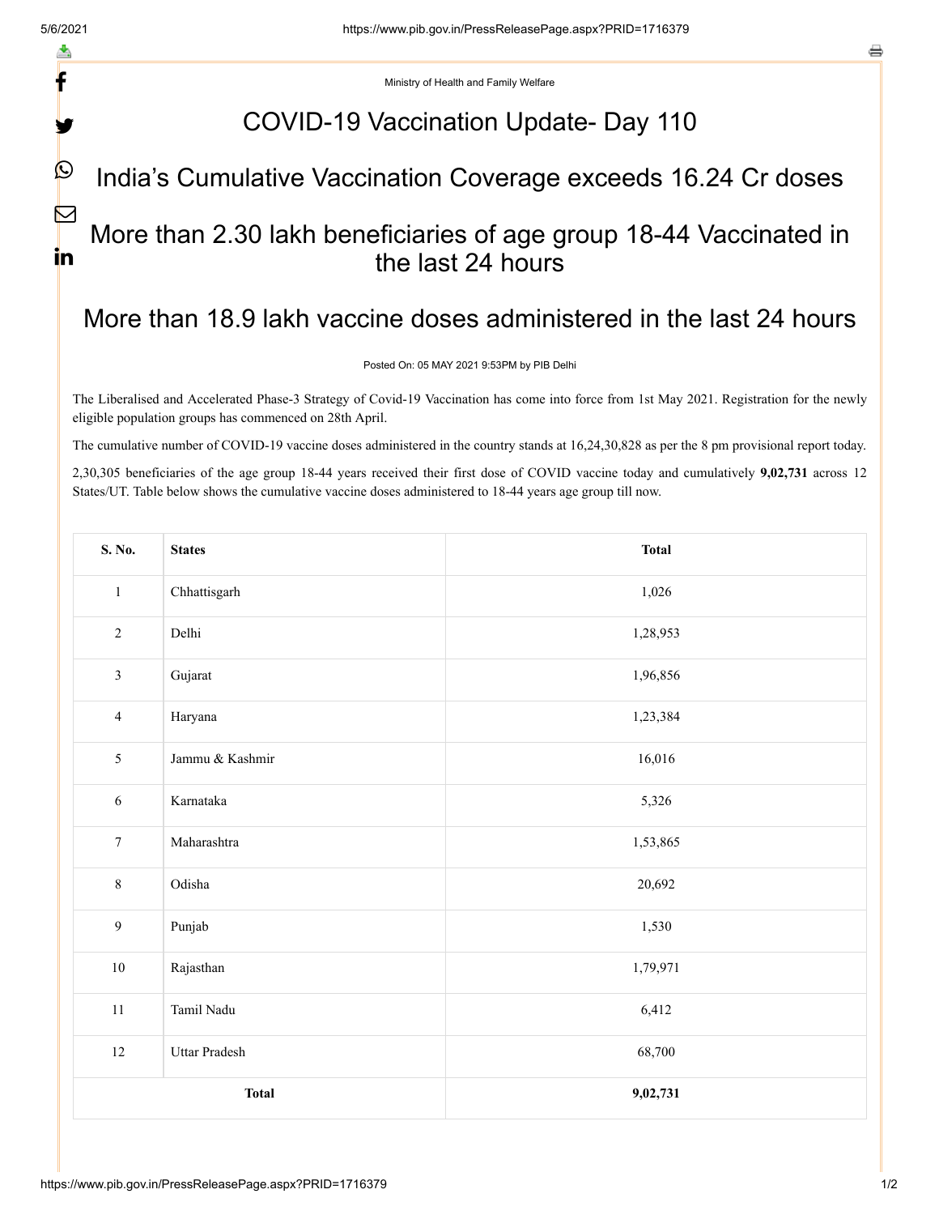Ministry of Health and Family Welfare

# COVID-19 Vaccination Update- Day 110

## India's Cumulative Vaccination Coverage exceeds 16.24 Cr doses

## More than 2.30 lakh beneficiaries of age group 18-44 Vaccinated in the last 24 hours

## More than 18.9 lakh vaccine doses administered in the last 24 hours

Posted On: 05 MAY 2021 9:53PM by PIB Delhi

The Liberalised and Accelerated Phase-3 Strategy of Covid-19 Vaccination has come into force from 1st May 2021. Registration for the newly eligible population groups has commenced on 28th April.

The cumulative number of COVID-19 vaccine doses administered in the country stands at 16,24,30,828 as per the 8 pm provisional report today.

2,30,305 beneficiaries of the age group 18-44 years received their first dose of COVID vaccine today and cumulatively **9,02,731** across 12 States/UT. Table below shows the cumulative vaccine doses administered to 18-44 years age group till now.

| S. No. | States | Total |
|---|---|---|
| 1 | Chhattisgarh | 1,026 |
| 2 | Delhi | 1,28,953 |
| 3 | Gujarat | 1,96,856 |
| 4 | Haryana | 1,23,384 |
| 5 | Jammu & Kashmir | 16,016 |
| 6 | Karnataka | 5,326 |
| 7 | Maharashtra | 1,53,865 |
| 8 | Odisha | 20,692 |
| 9 | Punjab | 1,530 |
| 10 | Rajasthan | 1,79,971 |
| 11 | Tamil Nadu | 6,412 |
| 12 | Uttar Pradesh | 68,700 |
| **Total** | | **9,02,731** |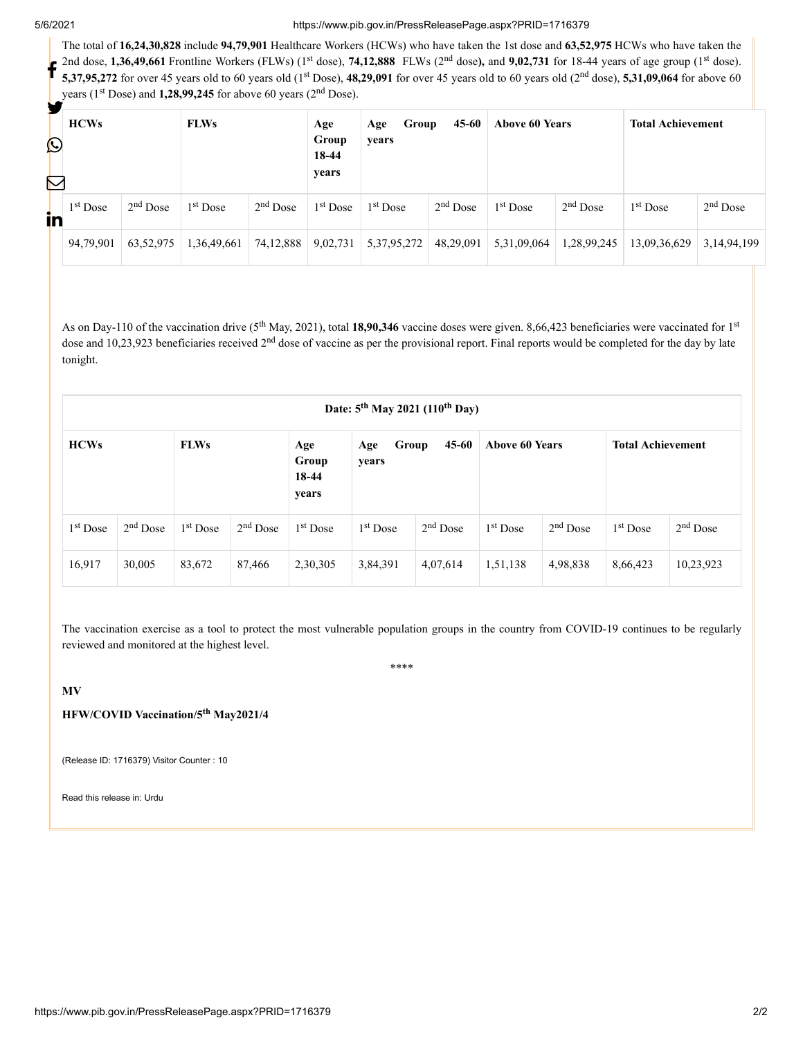The total of **16,24,30,828** include **94,79,901** Healthcare Workers (HCWs) who have taken the 1st dose and **63,52,975** HCWs who have taken the 2nd dose, **1,36,49,661** Frontline Workers (FLWs) (1st dose), **74,12,888** FLWs (2nd dose**),** and **9,02,731** for 18-44 years of age group (1st dose). **5,37,95,272** for over 45 years old to 60 years old (1st Dose), **48,29,091** for over 45 years old to 60 years old (2nd dose), **5,31,09,064** for above 60 years (1st Dose) and **1,28,99,245** for above 60 years (2nd Dose).

| **HCWs** | | **FLWs** | | **Age Group 18-44 years** | **Age Group 45-60 years** | | **Above 60 Years** | | **Total Achievement** | |
|---|---|---|---|---|---|---|---|---|---|---|
| 1st Dose | 2nd Dose | 1st Dose | 2nd Dose | 1st Dose | 1st Dose | 2nd Dose | 1st Dose | 2nd Dose | 1st Dose | 2nd Dose |
| 94,79,901 | 63,52,975 | 1,36,49,661 | 74,12,888 | 9,02,731 | 5,37,95,272 | 48,29,091 | 5,31,09,064 | 1,28,99,245 | 13,09,36,629 | 3,14,94,199 |

As on Day-110 of the vaccination drive (5th May, 2021), total **18,90,346** vaccine doses were given. 8,66,423 beneficiaries were vaccinated for 1st dose and 10,23,923 beneficiaries received 2nd dose of vaccine as per the provisional report. Final reports would be completed for the day by late tonight.

| **Date: 5th May 2021 (110th Day)** | | | | | | | | | | |
|---|---|---|---|---|---|---|---|---|---|---|
| **HCWs** | | **FLWs** | | **Age Group 18-44 years** | **Age Group 45-60 years** | | **Above 60 Years** | | **Total Achievement** | |
| 1st Dose | 2nd Dose | 1st Dose | 2nd Dose | 1st Dose | 1st Dose | 2nd Dose | 1st Dose | 2nd Dose | 1st Dose | 2nd Dose |
| 16,917 | 30,005 | 83,672 | 87,466 | 2,30,305 | 3,84,391 | 4,07,614 | 1,51,138 | 4,98,838 | 8,66,423 | 10,23,923 |

The vaccination exercise as a tool to protect the most vulnerable population groups in the country from COVID-19 continues to be regularly reviewed and monitored at the highest level.

****

**MV**

**HFW/COVID Vaccination/5th May2021/4**

(Release ID: 1716379) Visitor Counter : 10

Read this release in: Urdu